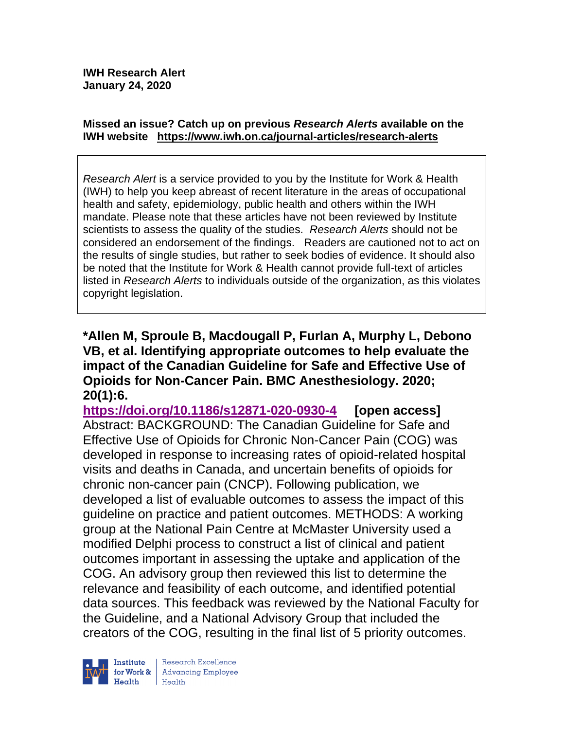**IWH Research Alert**
**January 24, 2020**

**Missed an issue? Catch up on previous *Research Alerts* available on the IWH website https://www.iwh.on.ca/journal-articles/research-alerts**

*Research Alert* is a service provided to you by the Institute for Work & Health (IWH) to help you keep abreast of recent literature in the areas of occupational health and safety, epidemiology, public health and others within the IWH mandate. Please note that these articles have not been reviewed by Institute scientists to assess the quality of the studies. *Research Alerts* should not be considered an endorsement of the findings. Readers are cautioned not to act on the results of single studies, but rather to seek bodies of evidence. It should also be noted that the Institute for Work & Health cannot provide full-text of articles listed in *Research Alerts* to individuals outside of the organization, as this violates copyright legislation.

**\*Allen M, Sproule B, Macdougall P, Furlan A, Murphy L, Debono VB, et al. Identifying appropriate outcomes to help evaluate the impact of the Canadian Guideline for Safe and Effective Use of Opioids for Non-Cancer Pain. BMC Anesthesiology. 2020; 20(1):6.**
**https://doi.org/10.1186/s12871-020-0930-4 [open access]**
Abstract: BACKGROUND: The Canadian Guideline for Safe and Effective Use of Opioids for Chronic Non-Cancer Pain (COG) was developed in response to increasing rates of opioid-related hospital visits and deaths in Canada, and uncertain benefits of opioids for chronic non-cancer pain (CNCP). Following publication, we developed a list of evaluable outcomes to assess the impact of this guideline on practice and patient outcomes. METHODS: A working group at the National Pain Centre at McMaster University used a modified Delphi process to construct a list of clinical and patient outcomes important in assessing the uptake and application of the COG. An advisory group then reviewed this list to determine the relevance and feasibility of each outcome, and identified potential data sources. This feedback was reviewed by the National Faculty for the Guideline, and a National Advisory Group that included the creators of the COG, resulting in the final list of 5 priority outcomes.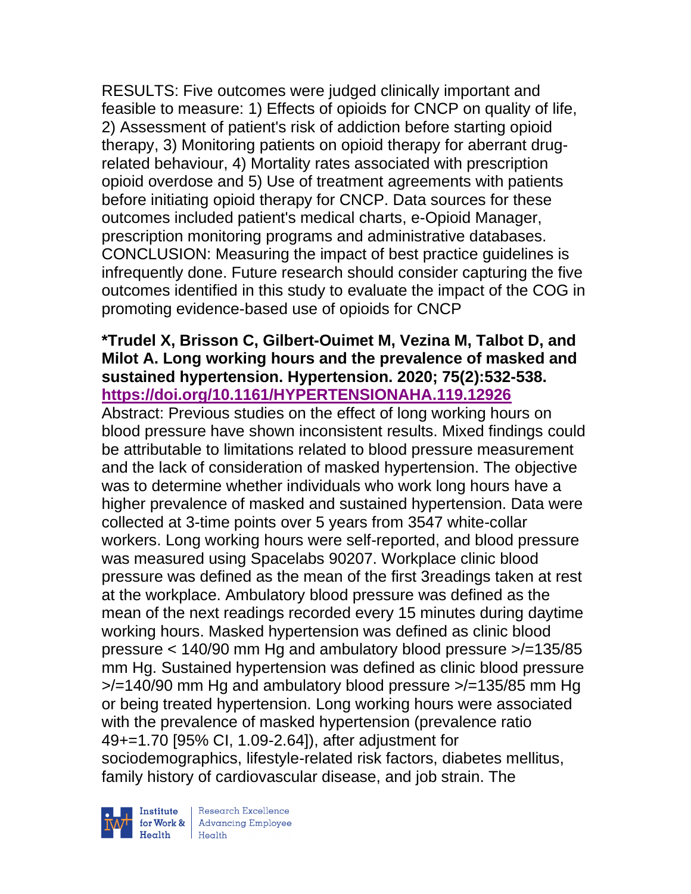RESULTS: Five outcomes were judged clinically important and feasible to measure: 1) Effects of opioids for CNCP on quality of life, 2) Assessment of patient's risk of addiction before starting opioid therapy, 3) Monitoring patients on opioid therapy for aberrant drug-related behaviour, 4) Mortality rates associated with prescription opioid overdose and 5) Use of treatment agreements with patients before initiating opioid therapy for CNCP. Data sources for these outcomes included patient's medical charts, e-Opioid Manager, prescription monitoring programs and administrative databases. CONCLUSION: Measuring the impact of best practice guidelines is infrequently done. Future research should consider capturing the five outcomes identified in this study to evaluate the impact of the COG in promoting evidence-based use of opioids for CNCP

**\*Trudel X, Brisson C, Gilbert-Ouimet M, Vezina M, Talbot D, and Milot A. Long working hours and the prevalence of masked and sustained hypertension. Hypertension. 2020; 75(2):532-538. https://doi.org/10.1161/HYPERTENSIONAHA.119.12926**

Abstract: Previous studies on the effect of long working hours on blood pressure have shown inconsistent results. Mixed findings could be attributable to limitations related to blood pressure measurement and the lack of consideration of masked hypertension. The objective was to determine whether individuals who work long hours have a higher prevalence of masked and sustained hypertension. Data were collected at 3-time points over 5 years from 3547 white-collar workers. Long working hours were self-reported, and blood pressure was measured using Spacelabs 90207. Workplace clinic blood pressure was defined as the mean of the first 3readings taken at rest at the workplace. Ambulatory blood pressure was defined as the mean of the next readings recorded every 15 minutes during daytime working hours. Masked hypertension was defined as clinic blood pressure < 140/90 mm Hg and ambulatory blood pressure >/=135/85 mm Hg. Sustained hypertension was defined as clinic blood pressure >/=140/90 mm Hg and ambulatory blood pressure >/=135/85 mm Hg or being treated hypertension. Long working hours were associated with the prevalence of masked hypertension (prevalence ratio 49+=1.70 [95% CI, 1.09-2.64]), after adjustment for sociodemographics, lifestyle-related risk factors, diabetes mellitus, family history of cardiovascular disease, and job strain. The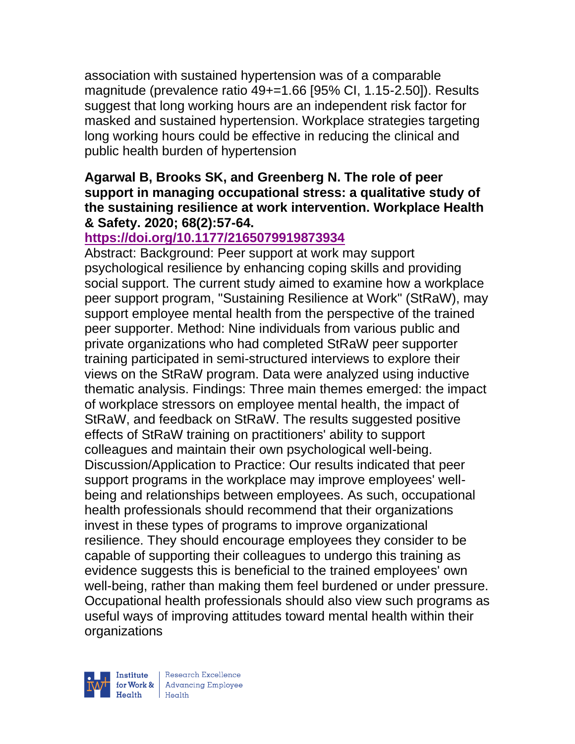association with sustained hypertension was of a comparable magnitude (prevalence ratio 49+=1.66 [95% CI, 1.15-2.50]). Results suggest that long working hours are an independent risk factor for masked and sustained hypertension. Workplace strategies targeting long working hours could be effective in reducing the clinical and public health burden of hypertension

**Agarwal B, Brooks SK, and Greenberg N. The role of peer support in managing occupational stress: a qualitative study of the sustaining resilience at work intervention. Workplace Health & Safety. 2020; 68(2):57-64.**
**https://doi.org/10.1177/2165079919873934**

Abstract: Background: Peer support at work may support psychological resilience by enhancing coping skills and providing social support. The current study aimed to examine how a workplace peer support program, "Sustaining Resilience at Work" (StRaW), may support employee mental health from the perspective of the trained peer supporter. Method: Nine individuals from various public and private organizations who had completed StRaW peer supporter training participated in semi-structured interviews to explore their views on the StRaW program. Data were analyzed using inductive thematic analysis. Findings: Three main themes emerged: the impact of workplace stressors on employee mental health, the impact of StRaW, and feedback on StRaW. The results suggested positive effects of StRaW training on practitioners' ability to support colleagues and maintain their own psychological well-being. Discussion/Application to Practice: Our results indicated that peer support programs in the workplace may improve employees' well-being and relationships between employees. As such, occupational health professionals should recommend that their organizations invest in these types of programs to improve organizational resilience. They should encourage employees they consider to be capable of supporting their colleagues to undergo this training as evidence suggests this is beneficial to the trained employees' own well-being, rather than making them feel burdened or under pressure. Occupational health professionals should also view such programs as useful ways of improving attitudes toward mental health within their organizations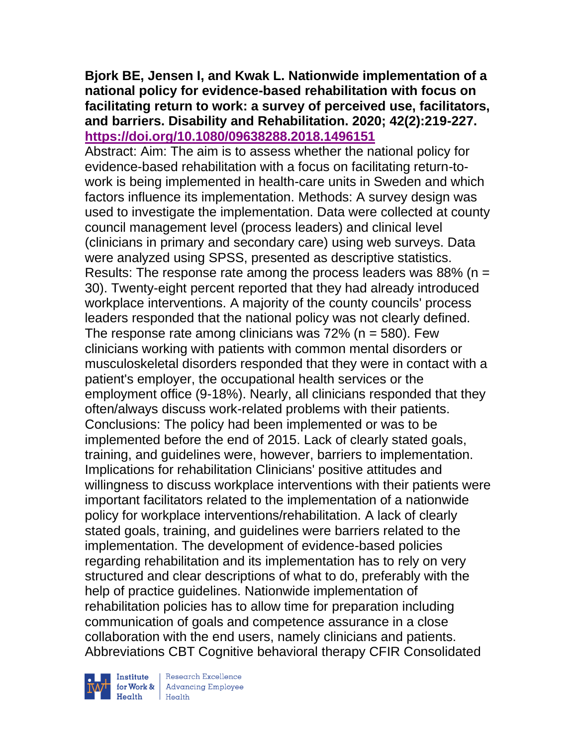**Bjork BE, Jensen I, and Kwak L. Nationwide implementation of a national policy for evidence-based rehabilitation with focus on facilitating return to work: a survey of perceived use, facilitators, and barriers. Disability and Rehabilitation. 2020; 42(2):219-227. https://doi.org/10.1080/09638288.2018.1496151**

Abstract: Aim: The aim is to assess whether the national policy for evidence-based rehabilitation with a focus on facilitating return-to-work is being implemented in health-care units in Sweden and which factors influence its implementation. Methods: A survey design was used to investigate the implementation. Data were collected at county council management level (process leaders) and clinical level (clinicians in primary and secondary care) using web surveys. Data were analyzed using SPSS, presented as descriptive statistics. Results: The response rate among the process leaders was 88% (n = 30). Twenty-eight percent reported that they had already introduced workplace interventions. A majority of the county councils' process leaders responded that the national policy was not clearly defined. The response rate among clinicians was 72% (n = 580). Few clinicians working with patients with common mental disorders or musculoskeletal disorders responded that they were in contact with a patient's employer, the occupational health services or the employment office (9-18%). Nearly, all clinicians responded that they often/always discuss work-related problems with their patients. Conclusions: The policy had been implemented or was to be implemented before the end of 2015. Lack of clearly stated goals, training, and guidelines were, however, barriers to implementation. Implications for rehabilitation Clinicians' positive attitudes and willingness to discuss workplace interventions with their patients were important facilitators related to the implementation of a nationwide policy for workplace interventions/rehabilitation. A lack of clearly stated goals, training, and guidelines were barriers related to the implementation. The development of evidence-based policies regarding rehabilitation and its implementation has to rely on very structured and clear descriptions of what to do, preferably with the help of practice guidelines. Nationwide implementation of rehabilitation policies has to allow time for preparation including communication of goals and competence assurance in a close collaboration with the end users, namely clinicians and patients. Abbreviations CBT Cognitive behavioral therapy CFIR Consolidated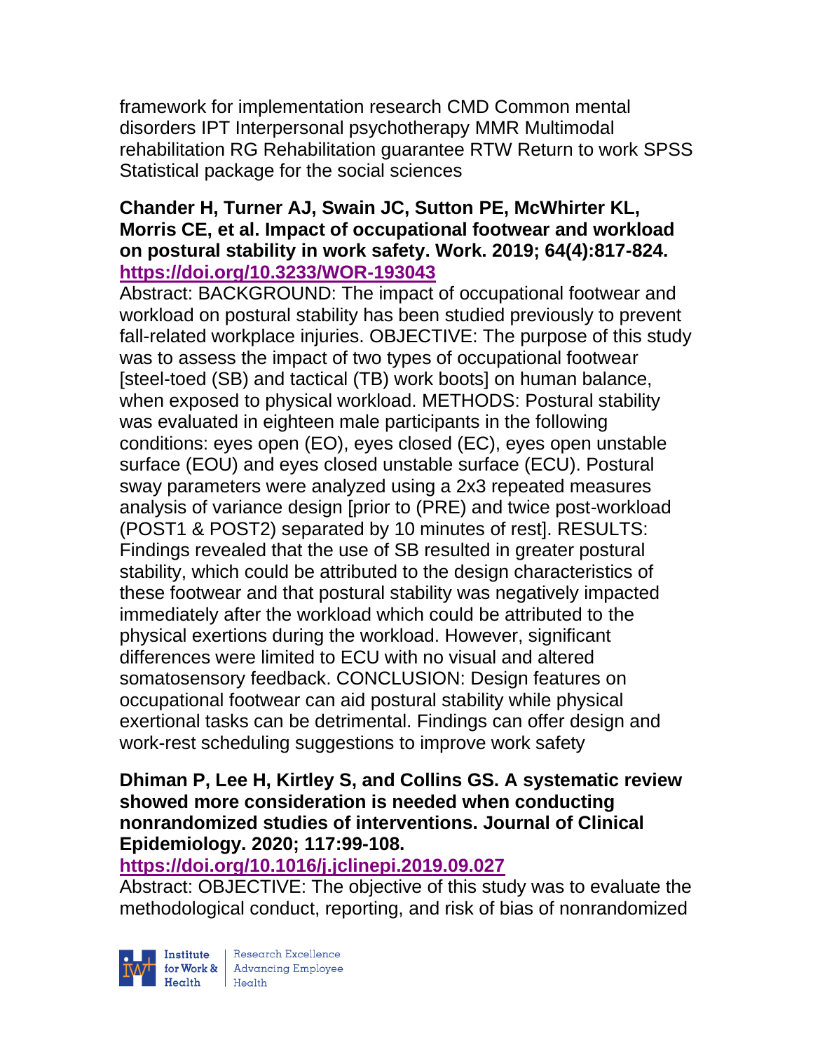framework for implementation research CMD Common mental disorders IPT Interpersonal psychotherapy MMR Multimodal rehabilitation RG Rehabilitation guarantee RTW Return to work SPSS Statistical package for the social sciences

**Chander H, Turner AJ, Swain JC, Sutton PE, McWhirter KL, Morris CE, et al. Impact of occupational footwear and workload on postural stability in work safety. Work. 2019; 64(4):817-824. https://doi.org/10.3233/WOR-193043**

Abstract: BACKGROUND: The impact of occupational footwear and workload on postural stability has been studied previously to prevent fall-related workplace injuries. OBJECTIVE: The purpose of this study was to assess the impact of two types of occupational footwear [steel-toed (SB) and tactical (TB) work boots] on human balance, when exposed to physical workload. METHODS: Postural stability was evaluated in eighteen male participants in the following conditions: eyes open (EO), eyes closed (EC), eyes open unstable surface (EOU) and eyes closed unstable surface (ECU). Postural sway parameters were analyzed using a 2x3 repeated measures analysis of variance design [prior to (PRE) and twice post-workload (POST1 & POST2) separated by 10 minutes of rest]. RESULTS: Findings revealed that the use of SB resulted in greater postural stability, which could be attributed to the design characteristics of these footwear and that postural stability was negatively impacted immediately after the workload which could be attributed to the physical exertions during the workload. However, significant differences were limited to ECU with no visual and altered somatosensory feedback. CONCLUSION: Design features on occupational footwear can aid postural stability while physical exertional tasks can be detrimental. Findings can offer design and work-rest scheduling suggestions to improve work safety

**Dhiman P, Lee H, Kirtley S, and Collins GS. A systematic review showed more consideration is needed when conducting nonrandomized studies of interventions. Journal of Clinical Epidemiology. 2020; 117:99-108. https://doi.org/10.1016/j.jclinepi.2019.09.027**

Abstract: OBJECTIVE: The objective of this study was to evaluate the methodological conduct, reporting, and risk of bias of nonrandomized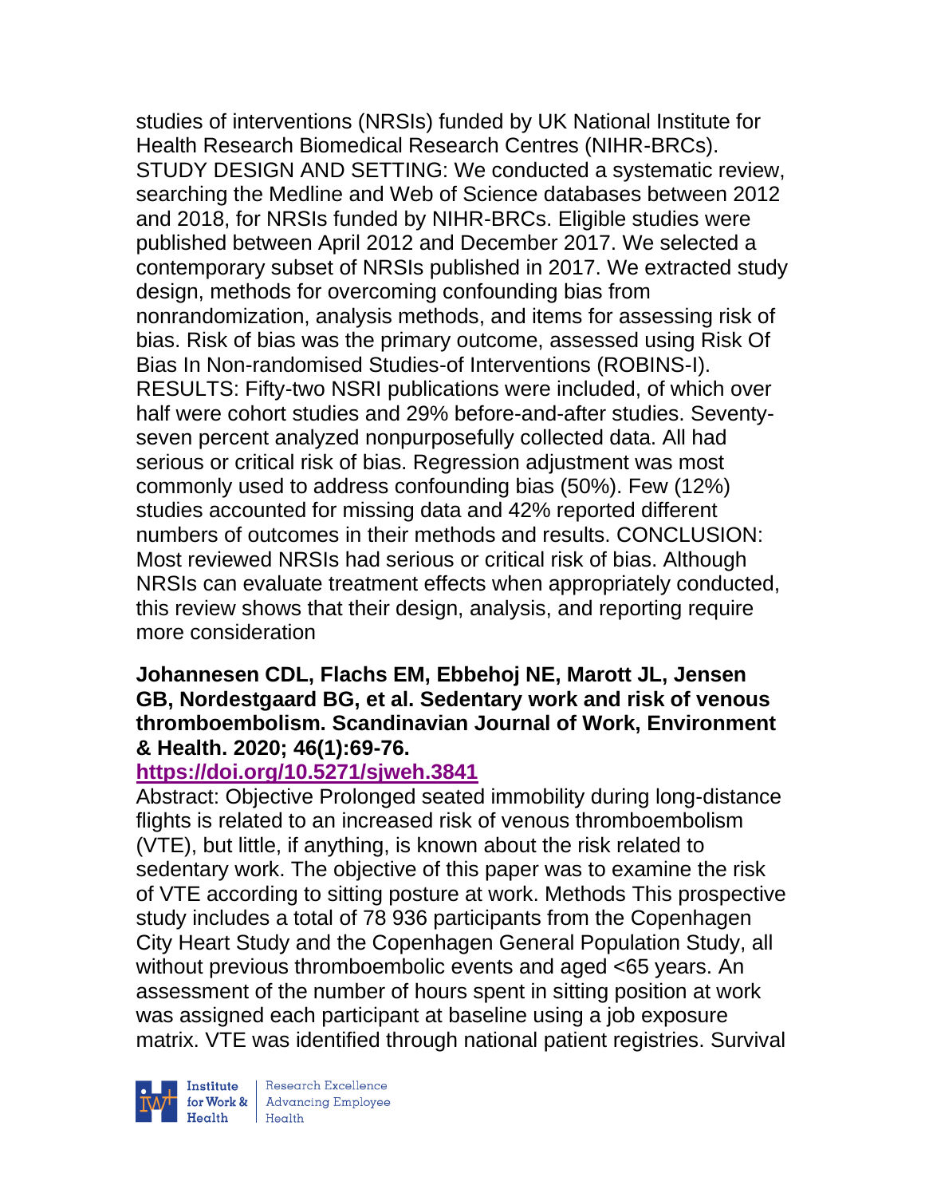studies of interventions (NRSIs) funded by UK National Institute for Health Research Biomedical Research Centres (NIHR-BRCs). STUDY DESIGN AND SETTING: We conducted a systematic review, searching the Medline and Web of Science databases between 2012 and 2018, for NRSIs funded by NIHR-BRCs. Eligible studies were published between April 2012 and December 2017. We selected a contemporary subset of NRSIs published in 2017. We extracted study design, methods for overcoming confounding bias from nonrandomization, analysis methods, and items for assessing risk of bias. Risk of bias was the primary outcome, assessed using Risk Of Bias In Non-randomised Studies-of Interventions (ROBINS-I). RESULTS: Fifty-two NSRI publications were included, of which over half were cohort studies and 29% before-and-after studies. Seventy-seven percent analyzed nonpurposefully collected data. All had serious or critical risk of bias. Regression adjustment was most commonly used to address confounding bias (50%). Few (12%) studies accounted for missing data and 42% reported different numbers of outcomes in their methods and results. CONCLUSION: Most reviewed NRSIs had serious or critical risk of bias. Although NRSIs can evaluate treatment effects when appropriately conducted, this review shows that their design, analysis, and reporting require more consideration

**Johannesen CDL, Flachs EM, Ebbehoj NE, Marott JL, Jensen GB, Nordestgaard BG, et al. Sedentary work and risk of venous thromboembolism. Scandinavian Journal of Work, Environment & Health. 2020; 46(1):69-76.**

**https://doi.org/10.5271/sjweh.3841**

Abstract: Objective Prolonged seated immobility during long-distance flights is related to an increased risk of venous thromboembolism (VTE), but little, if anything, is known about the risk related to sedentary work. The objective of this paper was to examine the risk of VTE according to sitting posture at work. Methods This prospective study includes a total of 78 936 participants from the Copenhagen City Heart Study and the Copenhagen General Population Study, all without previous thromboembolic events and aged <65 years. An assessment of the number of hours spent in sitting position at work was assigned each participant at baseline using a job exposure matrix. VTE was identified through national patient registries. Survival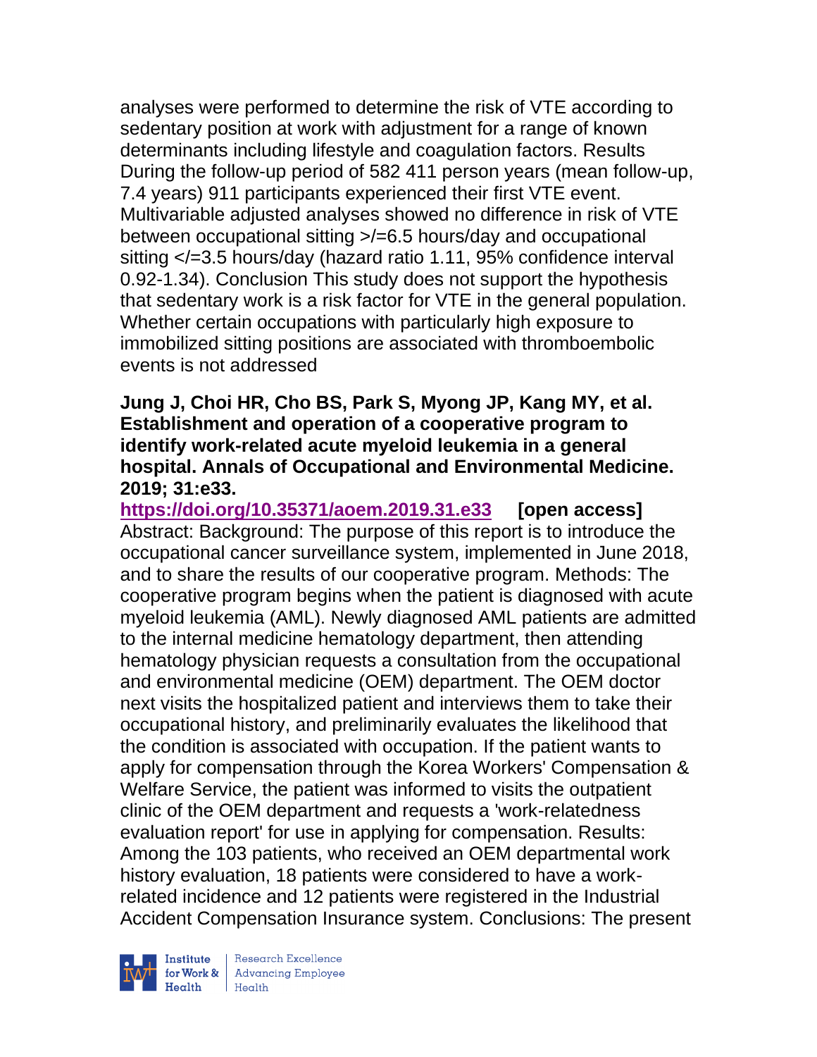analyses were performed to determine the risk of VTE according to sedentary position at work with adjustment for a range of known determinants including lifestyle and coagulation factors. Results During the follow-up period of 582 411 person years (mean follow-up, 7.4 years) 911 participants experienced their first VTE event. Multivariable adjusted analyses showed no difference in risk of VTE between occupational sitting >/=6.5 hours/day and occupational sitting </=3.5 hours/day (hazard ratio 1.11, 95% confidence interval 0.92-1.34). Conclusion This study does not support the hypothesis that sedentary work is a risk factor for VTE in the general population. Whether certain occupations with particularly high exposure to immobilized sitting positions are associated with thromboembolic events is not addressed

**Jung J, Choi HR, Cho BS, Park S, Myong JP, Kang MY, et al. Establishment and operation of a cooperative program to identify work-related acute myeloid leukemia in a general hospital. Annals of Occupational and Environmental Medicine. 2019; 31:e33.**

**https://doi.org/10.35371/aoem.2019.31.e33 [open access]**

Abstract: Background: The purpose of this report is to introduce the occupational cancer surveillance system, implemented in June 2018, and to share the results of our cooperative program. Methods: The cooperative program begins when the patient is diagnosed with acute myeloid leukemia (AML). Newly diagnosed AML patients are admitted to the internal medicine hematology department, then attending hematology physician requests a consultation from the occupational and environmental medicine (OEM) department. The OEM doctor next visits the hospitalized patient and interviews them to take their occupational history, and preliminarily evaluates the likelihood that the condition is associated with occupation. If the patient wants to apply for compensation through the Korea Workers' Compensation & Welfare Service, the patient was informed to visits the outpatient clinic of the OEM department and requests a 'work-relatedness evaluation report' for use in applying for compensation. Results: Among the 103 patients, who received an OEM departmental work history evaluation, 18 patients were considered to have a work-related incidence and 12 patients were registered in the Industrial Accident Compensation Insurance system. Conclusions: The present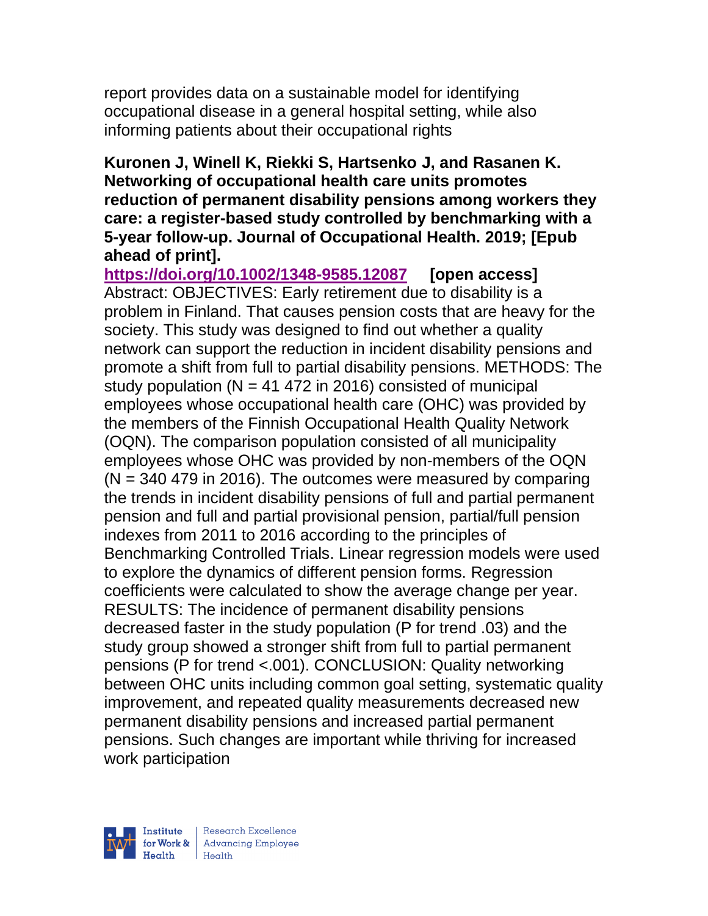report provides data on a sustainable model for identifying occupational disease in a general hospital setting, while also informing patients about their occupational rights

**Kuronen J, Winell K, Riekki S, Hartsenko J, and Rasanen K. Networking of occupational health care units promotes reduction of permanent disability pensions among workers they care: a register-based study controlled by benchmarking with a 5-year follow-up. Journal of Occupational Health. 2019; [Epub ahead of print].**

**https://doi.org/10.1002/1348-9585.12087 [open access]**

Abstract: OBJECTIVES: Early retirement due to disability is a problem in Finland. That causes pension costs that are heavy for the society. This study was designed to find out whether a quality network can support the reduction in incident disability pensions and promote a shift from full to partial disability pensions. METHODS: The study population (N = 41 472 in 2016) consisted of municipal employees whose occupational health care (OHC) was provided by the members of the Finnish Occupational Health Quality Network (OQN). The comparison population consisted of all municipality employees whose OHC was provided by non-members of the OQN (N = 340 479 in 2016). The outcomes were measured by comparing the trends in incident disability pensions of full and partial permanent pension and full and partial provisional pension, partial/full pension indexes from 2011 to 2016 according to the principles of Benchmarking Controlled Trials. Linear regression models were used to explore the dynamics of different pension forms. Regression coefficients were calculated to show the average change per year. RESULTS: The incidence of permanent disability pensions decreased faster in the study population (P for trend .03) and the study group showed a stronger shift from full to partial permanent pensions (P for trend <.001). CONCLUSION: Quality networking between OHC units including common goal setting, systematic quality improvement, and repeated quality measurements decreased new permanent disability pensions and increased partial permanent pensions. Such changes are important while thriving for increased work participation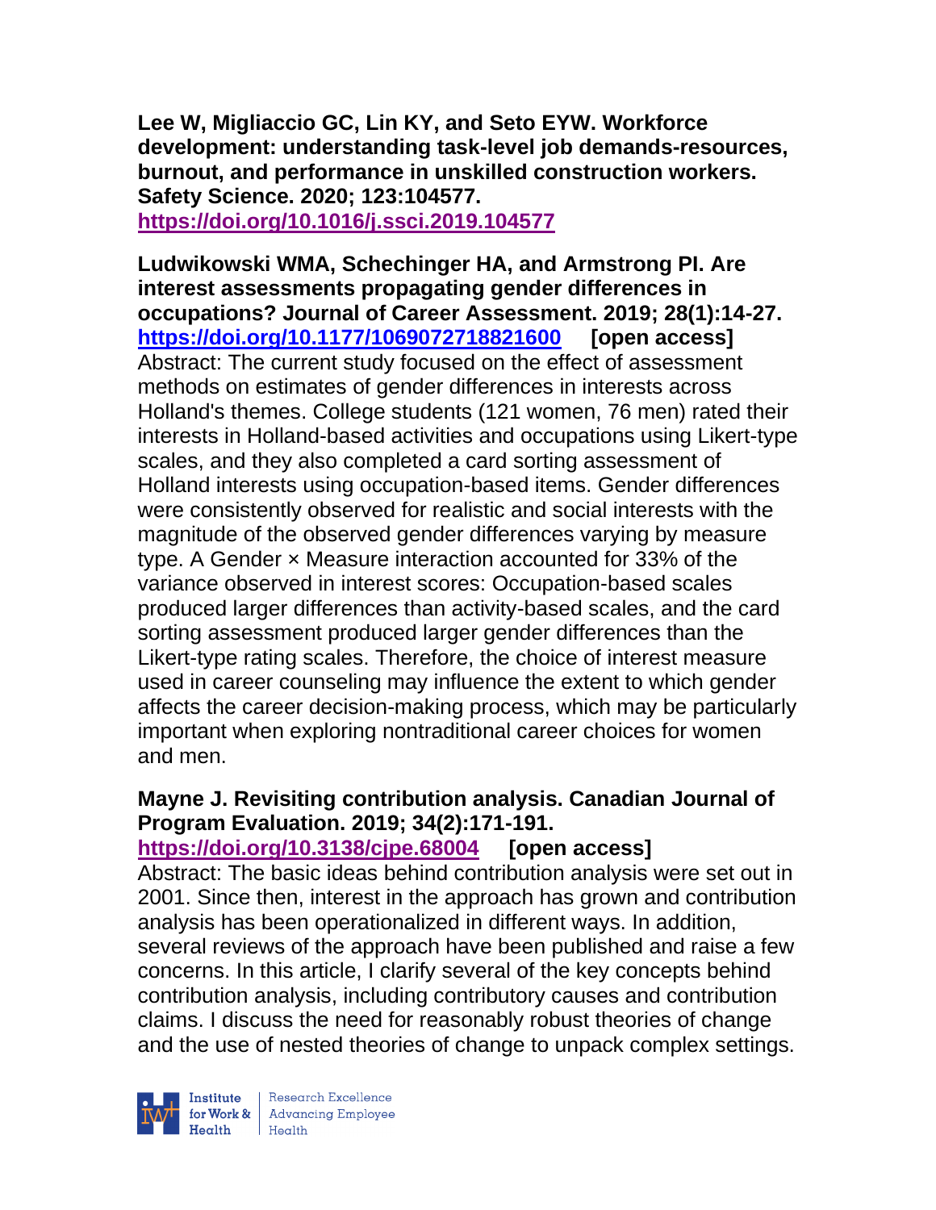**Lee W, Migliaccio GC, Lin KY, and Seto EYW. Workforce development: understanding task-level job demands-resources, burnout, and performance in unskilled construction workers. Safety Science. 2020; 123:104577.**
**https://doi.org/10.1016/j.ssci.2019.104577**

**Ludwikowski WMA, Schechinger HA, and Armstrong PI. Are interest assessments propagating gender differences in occupations? Journal of Career Assessment. 2019; 28(1):14-27.**
**https://doi.org/10.1177/1069072718821600 [open access]**
Abstract: The current study focused on the effect of assessment methods on estimates of gender differences in interests across Holland's themes. College students (121 women, 76 men) rated their interests in Holland-based activities and occupations using Likert-type scales, and they also completed a card sorting assessment of Holland interests using occupation-based items. Gender differences were consistently observed for realistic and social interests with the magnitude of the observed gender differences varying by measure type. A Gender × Measure interaction accounted for 33% of the variance observed in interest scores: Occupation-based scales produced larger differences than activity-based scales, and the card sorting assessment produced larger gender differences than the Likert-type rating scales. Therefore, the choice of interest measure used in career counseling may influence the extent to which gender affects the career decision-making process, which may be particularly important when exploring nontraditional career choices for women and men.

**Mayne J. Revisiting contribution analysis. Canadian Journal of Program Evaluation. 2019; 34(2):171-191.**
**https://doi.org/10.3138/cjpe.68004 [open access]**
Abstract: The basic ideas behind contribution analysis were set out in 2001. Since then, interest in the approach has grown and contribution analysis has been operationalized in different ways. In addition, several reviews of the approach have been published and raise a few concerns. In this article, I clarify several of the key concepts behind contribution analysis, including contributory causes and contribution claims. I discuss the need for reasonably robust theories of change and the use of nested theories of change to unpack complex settings.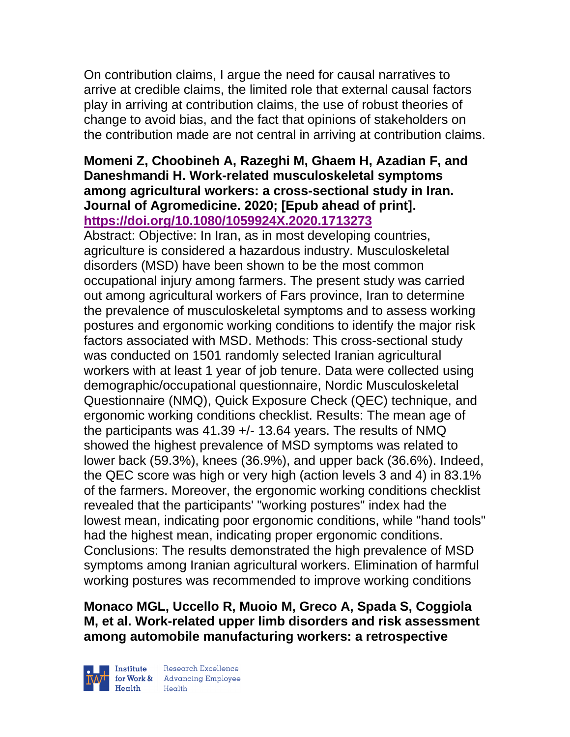On contribution claims, I argue the need for causal narratives to arrive at credible claims, the limited role that external causal factors play in arriving at contribution claims, the use of robust theories of change to avoid bias, and the fact that opinions of stakeholders on the contribution made are not central in arriving at contribution claims.

**Momeni Z, Choobineh A, Razeghi M, Ghaem H, Azadian F, and Daneshmandi H. Work-related musculoskeletal symptoms among agricultural workers: a cross-sectional study in Iran. Journal of Agromedicine. 2020; [Epub ahead of print]. https://doi.org/10.1080/1059924X.2020.1713273**

Abstract: Objective: In Iran, as in most developing countries, agriculture is considered a hazardous industry. Musculoskeletal disorders (MSD) have been shown to be the most common occupational injury among farmers. The present study was carried out among agricultural workers of Fars province, Iran to determine the prevalence of musculoskeletal symptoms and to assess working postures and ergonomic working conditions to identify the major risk factors associated with MSD. Methods: This cross-sectional study was conducted on 1501 randomly selected Iranian agricultural workers with at least 1 year of job tenure. Data were collected using demographic/occupational questionnaire, Nordic Musculoskeletal Questionnaire (NMQ), Quick Exposure Check (QEC) technique, and ergonomic working conditions checklist. Results: The mean age of the participants was 41.39 +/- 13.64 years. The results of NMQ showed the highest prevalence of MSD symptoms was related to lower back (59.3%), knees (36.9%), and upper back (36.6%). Indeed, the QEC score was high or very high (action levels 3 and 4) in 83.1% of the farmers. Moreover, the ergonomic working conditions checklist revealed that the participants' "working postures" index had the lowest mean, indicating poor ergonomic conditions, while "hand tools" had the highest mean, indicating proper ergonomic conditions. Conclusions: The results demonstrated the high prevalence of MSD symptoms among Iranian agricultural workers. Elimination of harmful working postures was recommended to improve working conditions

**Monaco MGL, Uccello R, Muoio M, Greco A, Spada S, Coggiola M, et al. Work-related upper limb disorders and risk assessment among automobile manufacturing workers: a retrospective**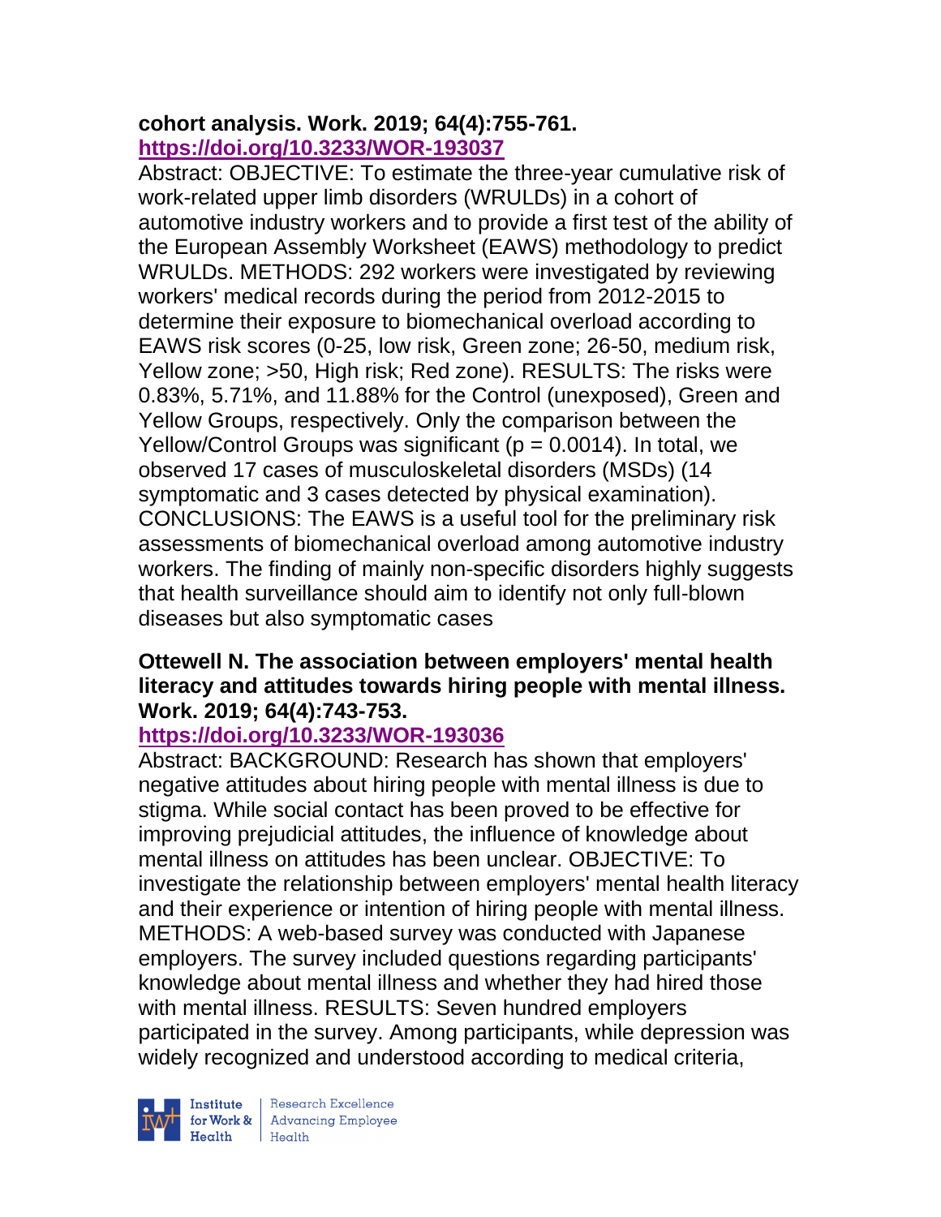**cohort analysis. Work. 2019; 64(4):755-761.**
**https://doi.org/10.3233/WOR-193037**

Abstract: OBJECTIVE: To estimate the three-year cumulative risk of work-related upper limb disorders (WRULDs) in a cohort of automotive industry workers and to provide a first test of the ability of the European Assembly Worksheet (EAWS) methodology to predict WRULDs. METHODS: 292 workers were investigated by reviewing workers' medical records during the period from 2012-2015 to determine their exposure to biomechanical overload according to EAWS risk scores (0-25, low risk, Green zone; 26-50, medium risk, Yellow zone; >50, High risk; Red zone). RESULTS: The risks were 0.83%, 5.71%, and 11.88% for the Control (unexposed), Green and Yellow Groups, respectively. Only the comparison between the Yellow/Control Groups was significant ($p = 0.0014$). In total, we observed 17 cases of musculoskeletal disorders (MSDs) (14 symptomatic and 3 cases detected by physical examination). CONCLUSIONS: The EAWS is a useful tool for the preliminary risk assessments of biomechanical overload among automotive industry workers. The finding of mainly non-specific disorders highly suggests that health surveillance should aim to identify not only full-blown diseases but also symptomatic cases

**Ottewell N. The association between employers' mental health literacy and attitudes towards hiring people with mental illness. Work. 2019; 64(4):743-753.**
**https://doi.org/10.3233/WOR-193036**

Abstract: BACKGROUND: Research has shown that employers' negative attitudes about hiring people with mental illness is due to stigma. While social contact has been proved to be effective for improving prejudicial attitudes, the influence of knowledge about mental illness on attitudes has been unclear. OBJECTIVE: To investigate the relationship between employers' mental health literacy and their experience or intention of hiring people with mental illness. METHODS: A web-based survey was conducted with Japanese employers. The survey included questions regarding participants' knowledge about mental illness and whether they had hired those with mental illness. RESULTS: Seven hundred employers participated in the survey. Among participants, while depression was widely recognized and understood according to medical criteria,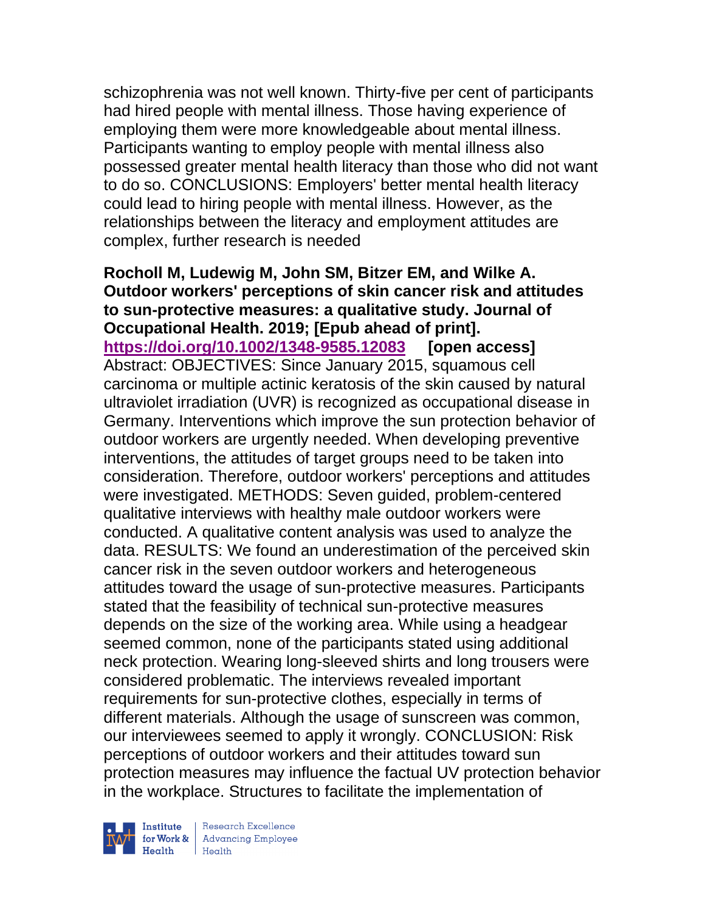schizophrenia was not well known. Thirty-five per cent of participants had hired people with mental illness. Those having experience of employing them were more knowledgeable about mental illness. Participants wanting to employ people with mental illness also possessed greater mental health literacy than those who did not want to do so. CONCLUSIONS: Employers' better mental health literacy could lead to hiring people with mental illness. However, as the relationships between the literacy and employment attitudes are complex, further research is needed

**Rocholl M, Ludewig M, John SM, Bitzer EM, and Wilke A. Outdoor workers' perceptions of skin cancer risk and attitudes to sun-protective measures: a qualitative study. Journal of Occupational Health. 2019; [Epub ahead of print]. https://doi.org/10.1002/1348-9585.12083 [open access]**
Abstract: OBJECTIVES: Since January 2015, squamous cell carcinoma or multiple actinic keratosis of the skin caused by natural ultraviolet irradiation (UVR) is recognized as occupational disease in Germany. Interventions which improve the sun protection behavior of outdoor workers are urgently needed. When developing preventive interventions, the attitudes of target groups need to be taken into consideration. Therefore, outdoor workers' perceptions and attitudes were investigated. METHODS: Seven guided, problem-centered qualitative interviews with healthy male outdoor workers were conducted. A qualitative content analysis was used to analyze the data. RESULTS: We found an underestimation of the perceived skin cancer risk in the seven outdoor workers and heterogeneous attitudes toward the usage of sun-protective measures. Participants stated that the feasibility of technical sun-protective measures depends on the size of the working area. While using a headgear seemed common, none of the participants stated using additional neck protection. Wearing long-sleeved shirts and long trousers were considered problematic. The interviews revealed important requirements for sun-protective clothes, especially in terms of different materials. Although the usage of sunscreen was common, our interviewees seemed to apply it wrongly. CONCLUSION: Risk perceptions of outdoor workers and their attitudes toward sun protection measures may influence the factual UV protection behavior in the workplace. Structures to facilitate the implementation of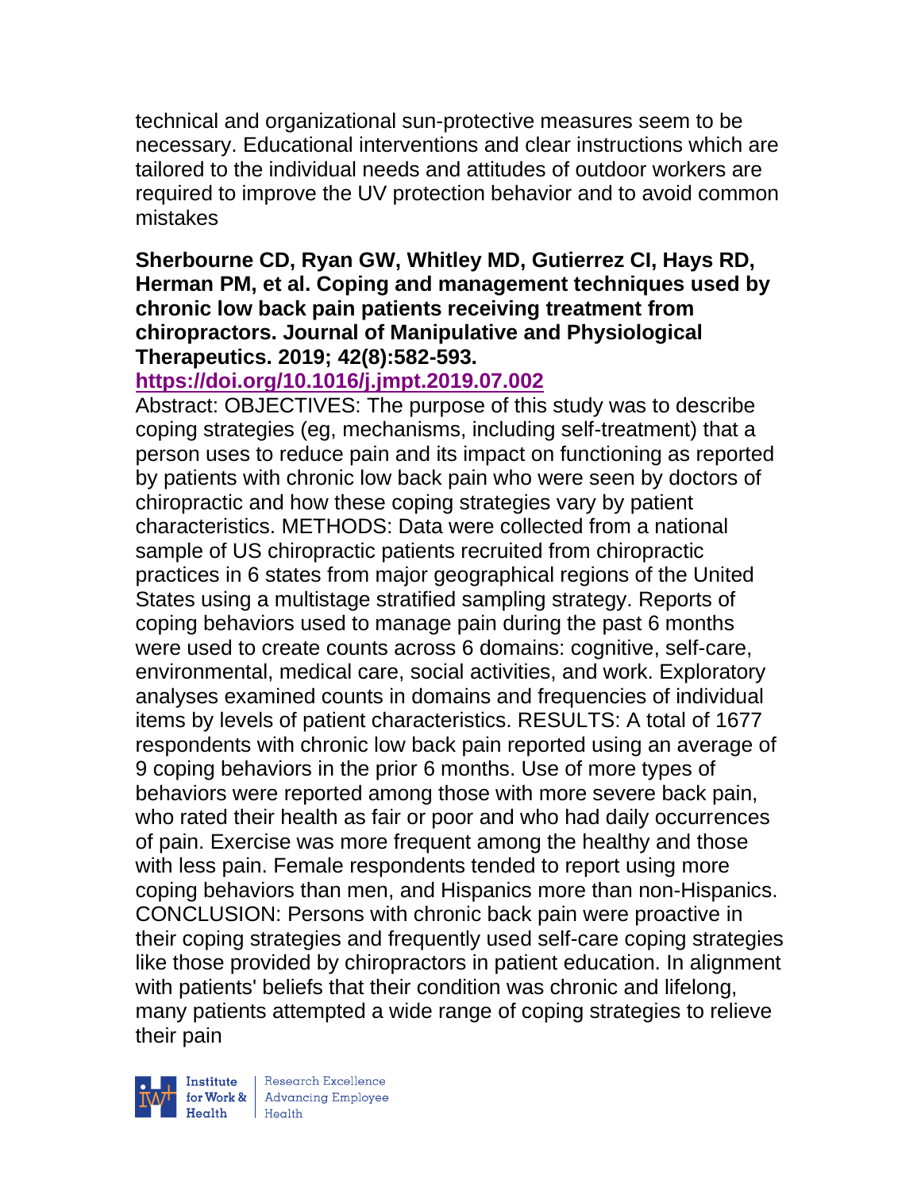technical and organizational sun-protective measures seem to be necessary. Educational interventions and clear instructions which are tailored to the individual needs and attitudes of outdoor workers are required to improve the UV protection behavior and to avoid common mistakes

**Sherbourne CD, Ryan GW, Whitley MD, Gutierrez CI, Hays RD, Herman PM, et al. Coping and management techniques used by chronic low back pain patients receiving treatment from chiropractors. Journal of Manipulative and Physiological Therapeutics. 2019; 42(8):582-593.**
**https://doi.org/10.1016/j.jmpt.2019.07.002**

Abstract: OBJECTIVES: The purpose of this study was to describe coping strategies (eg, mechanisms, including self-treatment) that a person uses to reduce pain and its impact on functioning as reported by patients with chronic low back pain who were seen by doctors of chiropractic and how these coping strategies vary by patient characteristics. METHODS: Data were collected from a national sample of US chiropractic patients recruited from chiropractic practices in 6 states from major geographical regions of the United States using a multistage stratified sampling strategy. Reports of coping behaviors used to manage pain during the past 6 months were used to create counts across 6 domains: cognitive, self-care, environmental, medical care, social activities, and work. Exploratory analyses examined counts in domains and frequencies of individual items by levels of patient characteristics. RESULTS: A total of 1677 respondents with chronic low back pain reported using an average of 9 coping behaviors in the prior 6 months. Use of more types of behaviors were reported among those with more severe back pain, who rated their health as fair or poor and who had daily occurrences of pain. Exercise was more frequent among the healthy and those with less pain. Female respondents tended to report using more coping behaviors than men, and Hispanics more than non-Hispanics. CONCLUSION: Persons with chronic back pain were proactive in their coping strategies and frequently used self-care coping strategies like those provided by chiropractors in patient education. In alignment with patients' beliefs that their condition was chronic and lifelong, many patients attempted a wide range of coping strategies to relieve their pain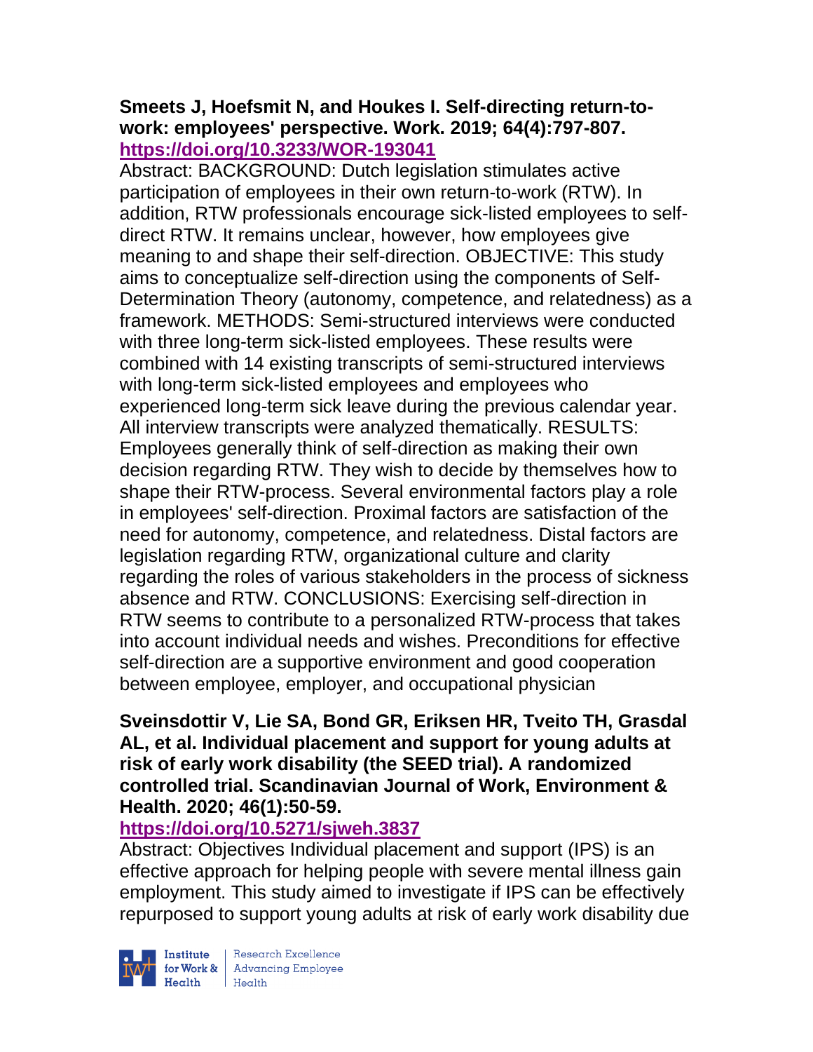**Smeets J, Hoefsmit N, and Houkes I. Self-directing return-to-work: employees' perspective. Work. 2019; 64(4):797-807. https://doi.org/10.3233/WOR-193041**

Abstract: BACKGROUND: Dutch legislation stimulates active participation of employees in their own return-to-work (RTW). In addition, RTW professionals encourage sick-listed employees to self-direct RTW. It remains unclear, however, how employees give meaning to and shape their self-direction. OBJECTIVE: This study aims to conceptualize self-direction using the components of Self-Determination Theory (autonomy, competence, and relatedness) as a framework. METHODS: Semi-structured interviews were conducted with three long-term sick-listed employees. These results were combined with 14 existing transcripts of semi-structured interviews with long-term sick-listed employees and employees who experienced long-term sick leave during the previous calendar year. All interview transcripts were analyzed thematically. RESULTS: Employees generally think of self-direction as making their own decision regarding RTW. They wish to decide by themselves how to shape their RTW-process. Several environmental factors play a role in employees' self-direction. Proximal factors are satisfaction of the need for autonomy, competence, and relatedness. Distal factors are legislation regarding RTW, organizational culture and clarity regarding the roles of various stakeholders in the process of sickness absence and RTW. CONCLUSIONS: Exercising self-direction in RTW seems to contribute to a personalized RTW-process that takes into account individual needs and wishes. Preconditions for effective self-direction are a supportive environment and good cooperation between employee, employer, and occupational physician

**Sveinsdottir V, Lie SA, Bond GR, Eriksen HR, Tveito TH, Grasdal AL, et al. Individual placement and support for young adults at risk of early work disability (the SEED trial). A randomized controlled trial. Scandinavian Journal of Work, Environment & Health. 2020; 46(1):50-59. https://doi.org/10.5271/sjweh.3837**

Abstract: Objectives Individual placement and support (IPS) is an effective approach for helping people with severe mental illness gain employment. This study aimed to investigate if IPS can be effectively repurposed to support young adults at risk of early work disability due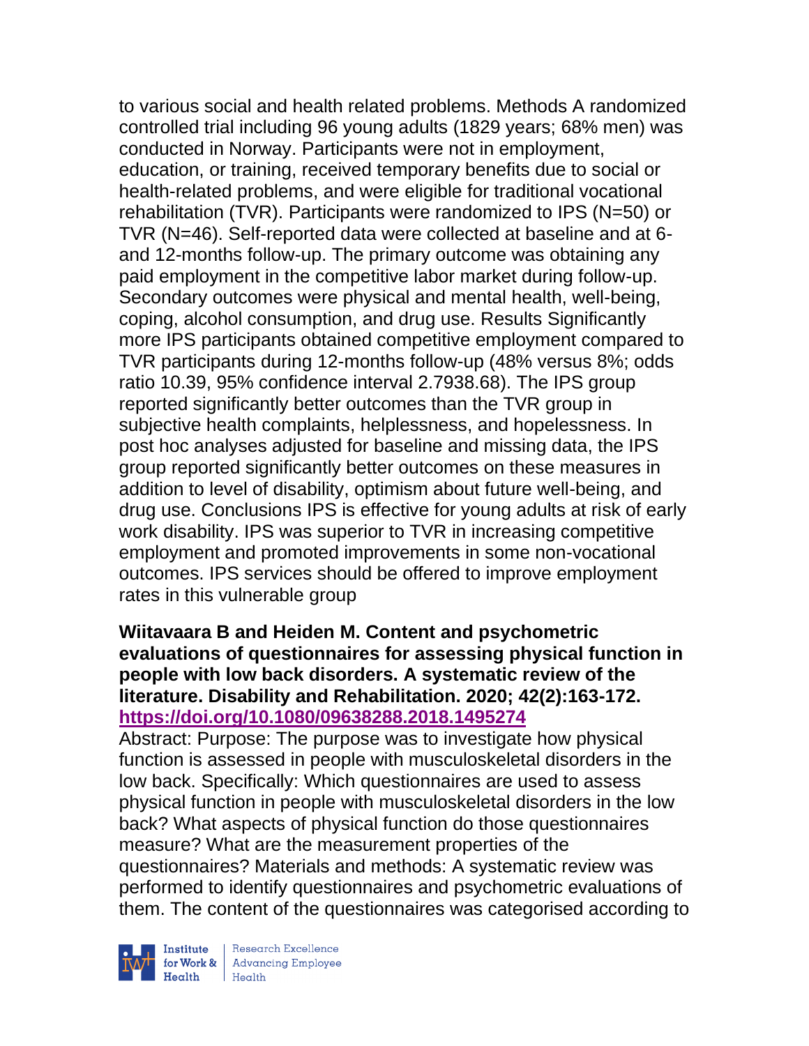to various social and health related problems. Methods A randomized controlled trial including 96 young adults (1829 years; 68% men) was conducted in Norway. Participants were not in employment, education, or training, received temporary benefits due to social or health-related problems, and were eligible for traditional vocational rehabilitation (TVR). Participants were randomized to IPS (N=50) or TVR (N=46). Self-reported data were collected at baseline and at 6- and 12-months follow-up. The primary outcome was obtaining any paid employment in the competitive labor market during follow-up. Secondary outcomes were physical and mental health, well-being, coping, alcohol consumption, and drug use. Results Significantly more IPS participants obtained competitive employment compared to TVR participants during 12-months follow-up (48% versus 8%; odds ratio 10.39, 95% confidence interval 2.7938.68). The IPS group reported significantly better outcomes than the TVR group in subjective health complaints, helplessness, and hopelessness. In post hoc analyses adjusted for baseline and missing data, the IPS group reported significantly better outcomes on these measures in addition to level of disability, optimism about future well-being, and drug use. Conclusions IPS is effective for young adults at risk of early work disability. IPS was superior to TVR in increasing competitive employment and promoted improvements in some non-vocational outcomes. IPS services should be offered to improve employment rates in this vulnerable group

**Wiitavaara B and Heiden M. Content and psychometric evaluations of questionnaires for assessing physical function in people with low back disorders. A systematic review of the literature. Disability and Rehabilitation. 2020; 42(2):163-172. https://doi.org/10.1080/09638288.2018.1495274**

Abstract: Purpose: The purpose was to investigate how physical function is assessed in people with musculoskeletal disorders in the low back. Specifically: Which questionnaires are used to assess physical function in people with musculoskeletal disorders in the low back? What aspects of physical function do those questionnaires measure? What are the measurement properties of the questionnaires? Materials and methods: A systematic review was performed to identify questionnaires and psychometric evaluations of them. The content of the questionnaires was categorised according to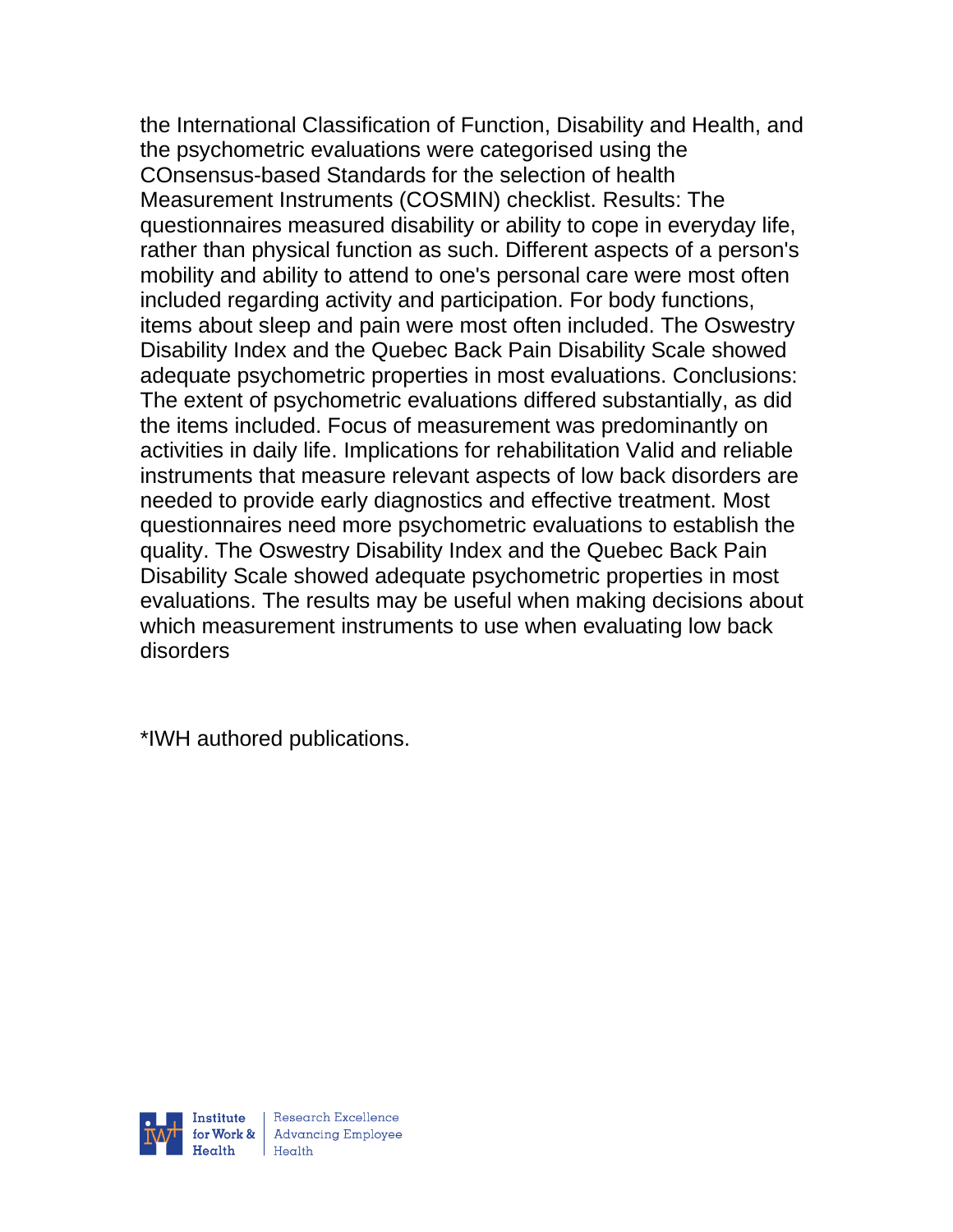the International Classification of Function, Disability and Health, and the psychometric evaluations were categorised using the COnsensus-based Standards for the selection of health Measurement Instruments (COSMIN) checklist. Results: The questionnaires measured disability or ability to cope in everyday life, rather than physical function as such. Different aspects of a person's mobility and ability to attend to one's personal care were most often included regarding activity and participation. For body functions, items about sleep and pain were most often included. The Oswestry Disability Index and the Quebec Back Pain Disability Scale showed adequate psychometric properties in most evaluations. Conclusions: The extent of psychometric evaluations differed substantially, as did the items included. Focus of measurement was predominantly on activities in daily life. Implications for rehabilitation Valid and reliable instruments that measure relevant aspects of low back disorders are needed to provide early diagnostics and effective treatment. Most questionnaires need more psychometric evaluations to establish the quality. The Oswestry Disability Index and the Quebec Back Pain Disability Scale showed adequate psychometric properties in most evaluations. The results may be useful when making decisions about which measurement instruments to use when evaluating low back disorders

*IWH authored publications.